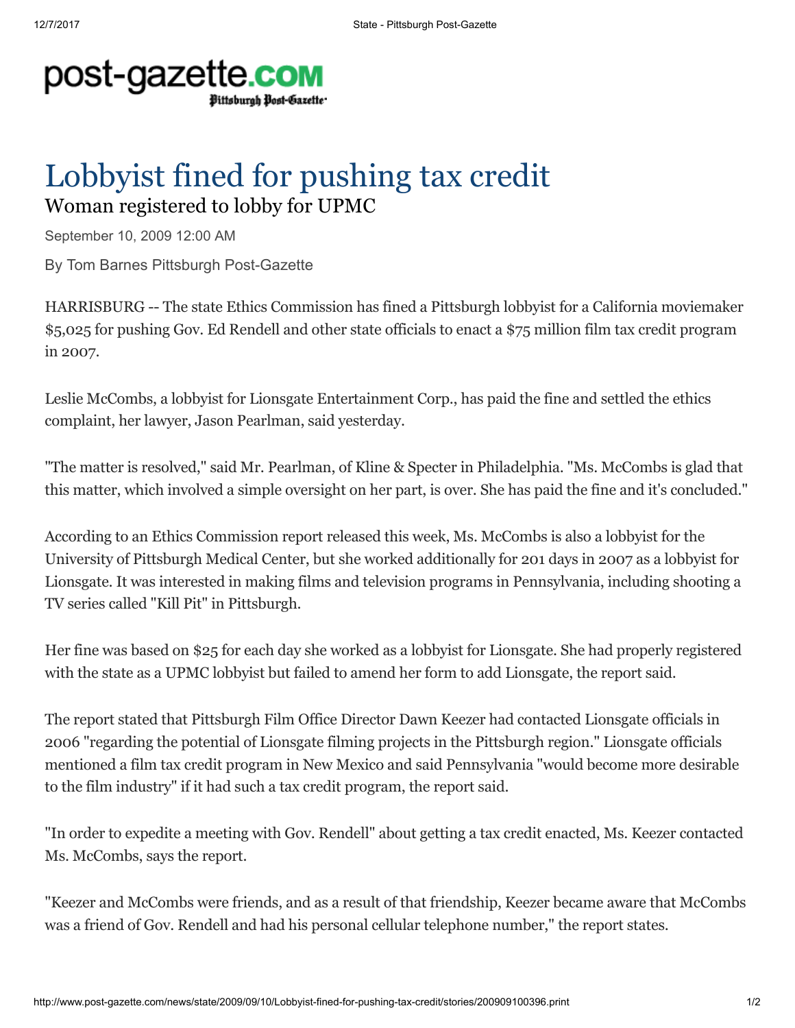# Lobbyist fined for pushing tax credit

## Woman registered to lobby for UPMC

September 10, 2009 12:00 AM

By Tom Barnes Pittsburgh Post-Gazette

HARRISBURG -- The state Ethics Commission has fined a Pittsburgh lobbyist for a California moviemaker $5,025 for pushing Gov. Ed Rendell and other state officials to enact a $75 million film tax credit program in 2007.

Leslie McCombs, a lobbyist for Lionsgate Entertainment Corp., has paid the fine and settled the ethics complaint, her lawyer, Jason Pearlman, said yesterday.

"The matter is resolved," said Mr. Pearlman, of Kline & Specter in Philadelphia. "Ms. McCombs is glad that this matter, which involved a simple oversight on her part, is over. She has paid the fine and it's concluded."

According to an Ethics Commission report released this week, Ms. McCombs is also a lobbyist for the University of Pittsburgh Medical Center, but she worked additionally for 201 days in 2007 as a lobbyist for Lionsgate. It was interested in making films and television programs in Pennsylvania, including shooting a TV series called "Kill Pit" in Pittsburgh.

Her fine was based on $25 for each day she worked as a lobbyist for Lionsgate. She had properly registered with the state as a UPMC lobbyist but failed to amend her form to add Lionsgate, the report said.

The report stated that Pittsburgh Film Office Director Dawn Keezer had contacted Lionsgate officials in 2006 "regarding the potential of Lionsgate filming projects in the Pittsburgh region." Lionsgate officials mentioned a film tax credit program in New Mexico and said Pennsylvania "would become more desirable to the film industry" if it had such a tax credit program, the report said.

"In order to expedite a meeting with Gov. Rendell" about getting a tax credit enacted, Ms. Keezer contacted Ms. McCombs, says the report.

"Keezer and McCombs were friends, and as a result of that friendship, Keezer became aware that McCombs was a friend of Gov. Rendell and had his personal cellular telephone number," the report states.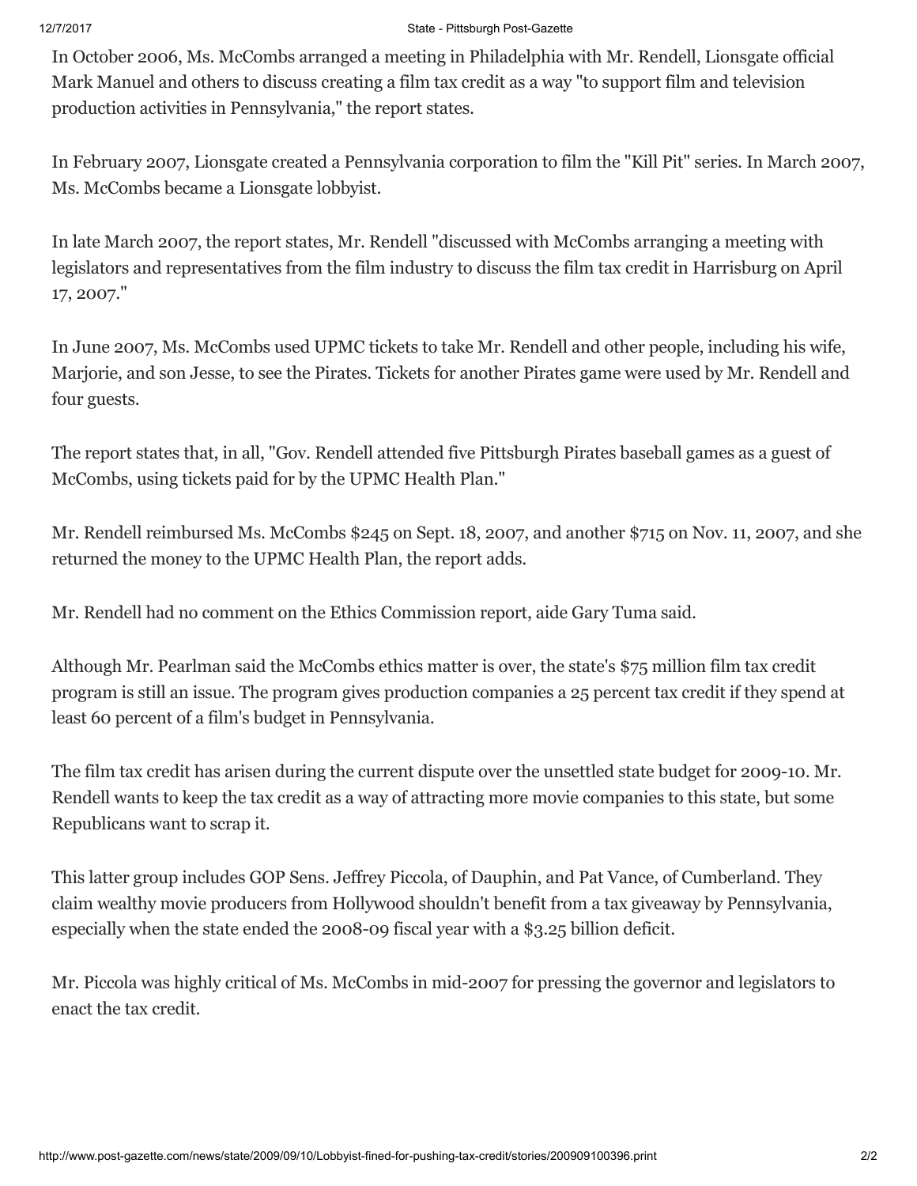In October 2006, Ms. McCombs arranged a meeting in Philadelphia with Mr. Rendell, Lionsgate official Mark Manuel and others to discuss creating a film tax credit as a way "to support film and television production activities in Pennsylvania," the report states.

In February 2007, Lionsgate created a Pennsylvania corporation to film the "Kill Pit" series. In March 2007, Ms. McCombs became a Lionsgate lobbyist.

In late March 2007, the report states, Mr. Rendell "discussed with McCombs arranging a meeting with legislators and representatives from the film industry to discuss the film tax credit in Harrisburg on April 17, 2007."

In June 2007, Ms. McCombs used UPMC tickets to take Mr. Rendell and other people, including his wife, Marjorie, and son Jesse, to see the Pirates. Tickets for another Pirates game were used by Mr. Rendell and four guests.

The report states that, in all, "Gov. Rendell attended five Pittsburgh Pirates baseball games as a guest of McCombs, using tickets paid for by the UPMC Health Plan."

Mr. Rendell reimbursed Ms. McCombs $245 on Sept. 18, 2007, and another $715 on Nov. 11, 2007, and she returned the money to the UPMC Health Plan, the report adds.

Mr. Rendell had no comment on the Ethics Commission report, aide Gary Tuma said.

Although Mr. Pearlman said the McCombs ethics matter is over, the state's $75 million film tax credit program is still an issue. The program gives production companies a 25 percent tax credit if they spend at least 60 percent of a film's budget in Pennsylvania.

The film tax credit has arisen during the current dispute over the unsettled state budget for 2009-10. Mr. Rendell wants to keep the tax credit as a way of attracting more movie companies to this state, but some Republicans want to scrap it.

This latter group includes GOP Sens. Jeffrey Piccola, of Dauphin, and Pat Vance, of Cumberland. They claim wealthy movie producers from Hollywood shouldn't benefit from a tax giveaway by Pennsylvania, especially when the state ended the 2008-09 fiscal year with a $3.25 billion deficit.

Mr. Piccola was highly critical of Ms. McCombs in mid-2007 for pressing the governor and legislators to enact the tax credit.